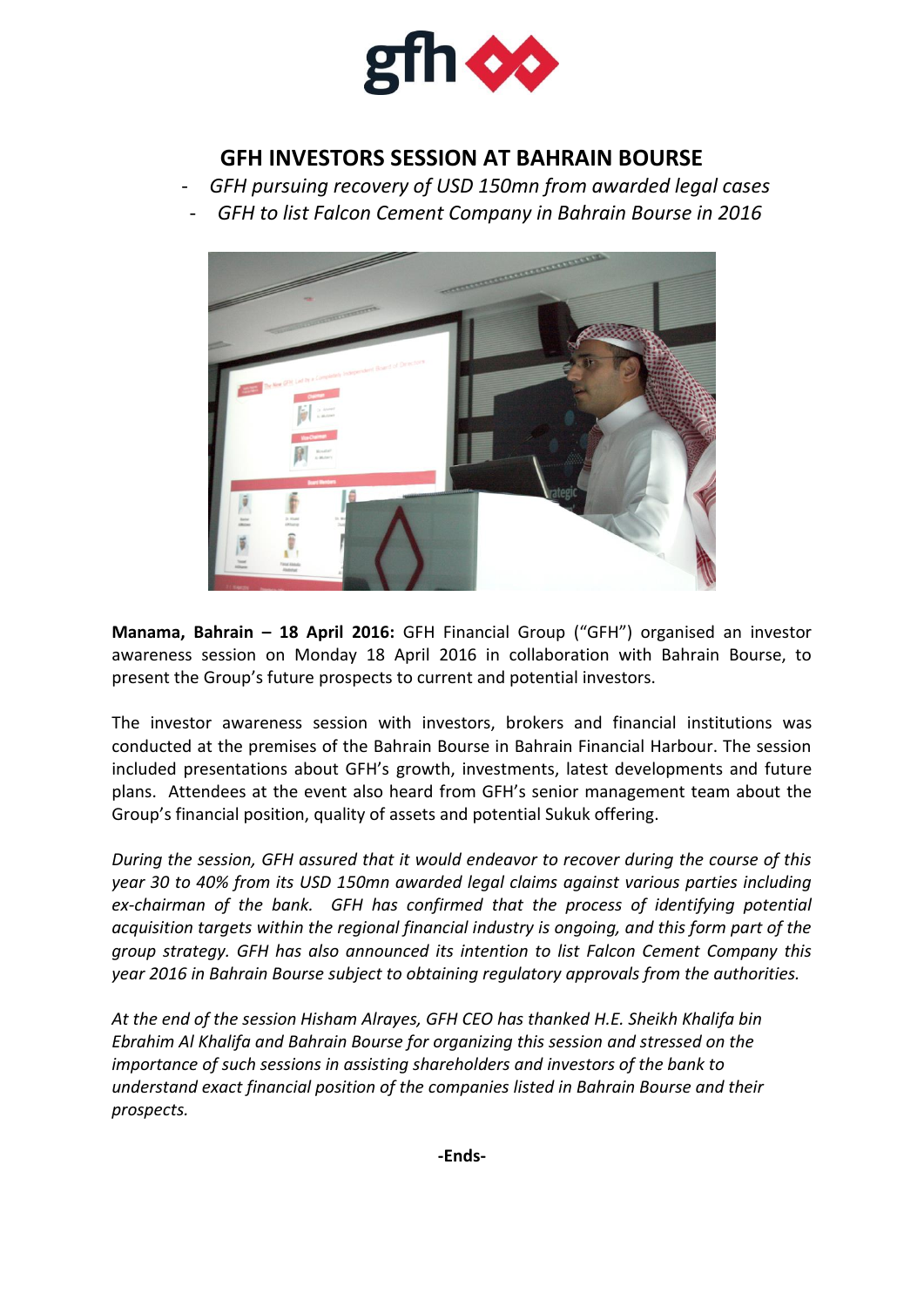# GFH INVESTORS SESSION AT BAHRAIN BOURSE

- *GFH pursuing recovery of USD 150mn from awarded legal cases*
- *GFH to list Falcon Cement Company in Bahrain Bourse in 2016*

**Manama, Bahrain – 18 April 2016:** GFH Financial Group ("GFH") organised an investor awareness session on Monday 18 April 2016 in collaboration with Bahrain Bourse, to present the Group's future prospects to current and potential investors.

The investor awareness session with investors, brokers and financial institutions was conducted at the premises of the Bahrain Bourse in Bahrain Financial Harbour. The session included presentations about GFH's growth, investments, latest developments and future plans. Attendees at the event also heard from GFH's senior management team about the Group's financial position, quality of assets and potential Sukuk offering.

*During the session, GFH assured that it would endeavor to recover during the course of this year 30 to 40% from its USD 150mn awarded legal claims against various parties including ex-chairman of the bank. GFH has confirmed that the process of identifying potential acquisition targets within the regional financial industry is ongoing, and this form part of the group strategy. GFH has also announced its intention to list Falcon Cement Company this year 2016 in Bahrain Bourse subject to obtaining regulatory approvals from the authorities.*

*At the end of the session Hisham Alrayes, GFH CEO has thanked H.E. Sheikh Khalifa bin Ebrahim Al Khalifa and Bahrain Bourse for organizing this session and stressed on the importance of such sessions in assisting shareholders and investors of the bank to understand exact financial position of the companies listed in Bahrain Bourse and their prospects.*

**-Ends-**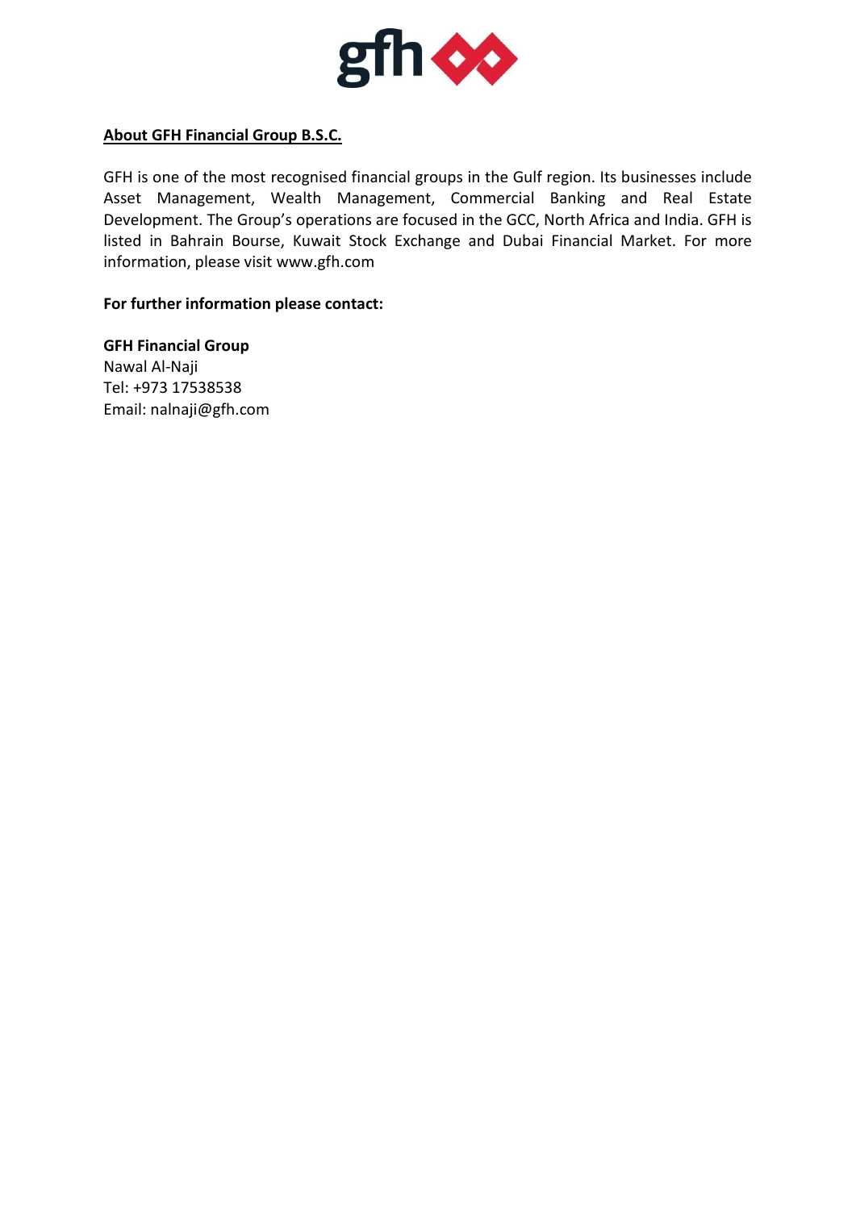**About GFH Financial Group B.S.C.**

GFH is one of the most recognised financial groups in the Gulf region. Its businesses include Asset Management, Wealth Management, Commercial Banking and Real Estate Development. The Group's operations are focused in the GCC, North Africa and India. GFH is listed in Bahrain Bourse, Kuwait Stock Exchange and Dubai Financial Market. For more information, please visit www.gfh.com

**For further information please contact:**

**GFH Financial Group**
Nawal Al-Naji
Tel: +973 17538538
Email: nalnaji@gfh.com